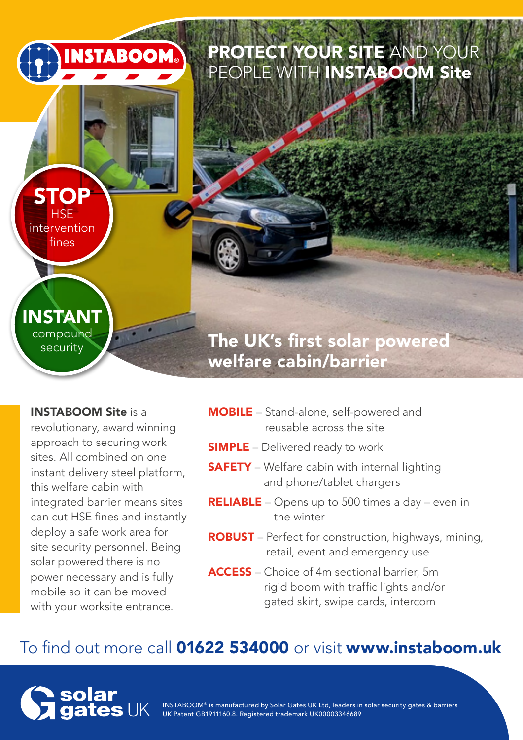INSTABOOM®

# PROTECT YOUR SITE AND YOUR PEOPLE WITH INSTABOOM Site

**STOP** HSE intervention fines

**INSTANT** compound security

## The UK's first solar powered welfare cabin/barrier

**INSTABOOM Site** is a revolutionary, award winning approach to securing work sites. All combined on one instant delivery steel platform, this welfare cabin with integrated barrier means sites can cut HSE fines and instantly deploy a safe work area for site security personnel. Being solar powered there is no power necessary and is fully mobile so it can be moved with your worksite entrance.

**MOBILE** – Stand-alone, self-powered and reusable across the site

**SIMPLE** – Delivered ready to work

**SAFETY** – Welfare cabin with internal lighting and phone/tablet chargers

**RELIABLE** – Opens up to 500 times a day – even in the winter

**ROBUST** – Perfect for construction, highways, mining, retail, event and emergency use

**ACCESS** – Choice of 4m sectional barrier, 5m rigid boom with traffic lights and/or gated skirt, swipe cards, intercom

To find out more call **01622 534000** or visit **www.instaboom.uk**

solar gates UK

INSTABOOM® is manufactured by Solar Gates UK Ltd, leaders in solar security gates & barriers
UK Patent GB1911160.8. Registered trademark UK00003346689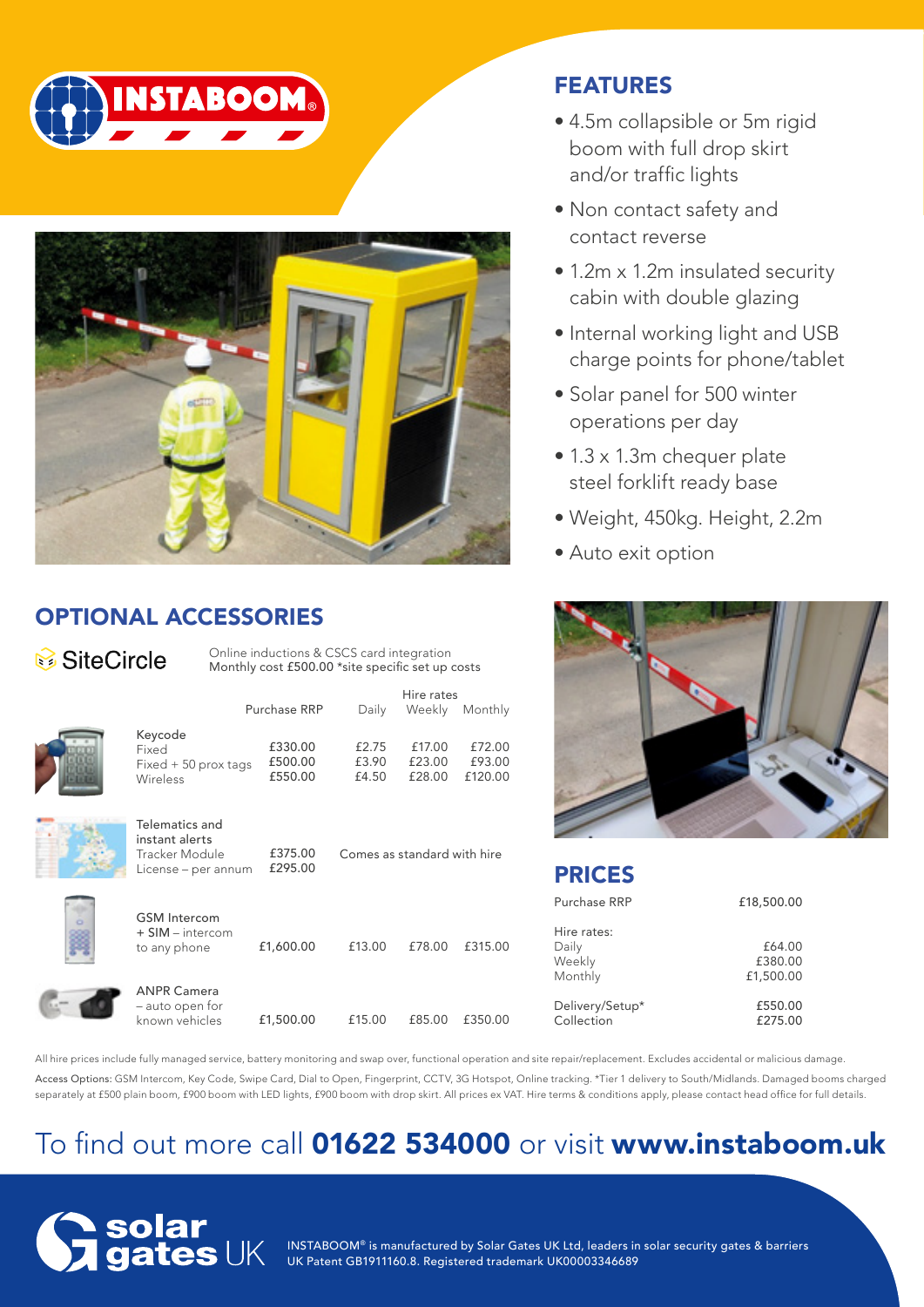# INSTABOOM®

## FEATURES

- 4.5m collapsible or 5m rigid boom with full drop skirt and/or traffic lights
- Non contact safety and contact reverse
- 1.2m x 1.2m insulated security cabin with double glazing
- Internal working light and USB charge points for phone/tablet
- Solar panel for 500 winter operations per day
- 1.3 x 1.3m chequer plate steel forklift ready base
- Weight, 450kg. Height, 2.2m
- Auto exit option

## OPTIONAL ACCESSORIES

**SiteCircle** — Online inductions & CSCS card integration
Monthly cost £500.00 *site specific set up costs

| | Purchase RRP | Hire rates Daily | Weekly | Monthly |
|---|---|---|---|---|
| Keycode Fixed | £330.00 | £2.75 | £17.00 | £72.00 |
| Fixed + 50 prox tags | £500.00 | £3.90 | £23.00 | £93.00 |
| Wireless | £550.00 | £4.50 | £28.00 | £120.00 |
| Telematics and instant alerts Tracker Module | £375.00 | Comes as standard with hire | | |
| License – per annum | £295.00 | | | |
| GSM Intercom + SIM – intercom to any phone | £1,600.00 | £13.00 | £78.00 | £315.00 |
| ANPR Camera – auto open for known vehicles | £1,500.00 | £15.00 | £85.00 | £350.00 |

## PRICES

| | |
|---|---|
| Purchase RRP | £18,500.00 |
| Hire rates: | |
| Daily | £64.00 |
| Weekly | £380.00 |
| Monthly | £1,500.00 |
| Delivery/Setup* | £550.00 |
| Collection | £275.00 |

All hire prices include fully managed service, battery monitoring and swap over, functional operation and site repair/replacement. Excludes accidental or malicious damage.

Access Options: GSM Intercom, Key Code, Swipe Card, Dial to Open, Fingerprint, CCTV, 3G Hotspot, Online tracking. *Tier 1 delivery to South/Midlands. Damaged booms charged separately at £500 plain boom, £900 boom with LED lights, £900 boom with drop skirt. All prices ex VAT. Hire terms & conditions apply, please contact head office for full details.

To find out more call **01622 534000** or visit **www.instaboom.uk**

solar gates UK

INSTABOOM® is manufactured by Solar Gates UK Ltd, leaders in solar security gates & barriers
UK Patent GB1911160.8. Registered trademark UK00003346689